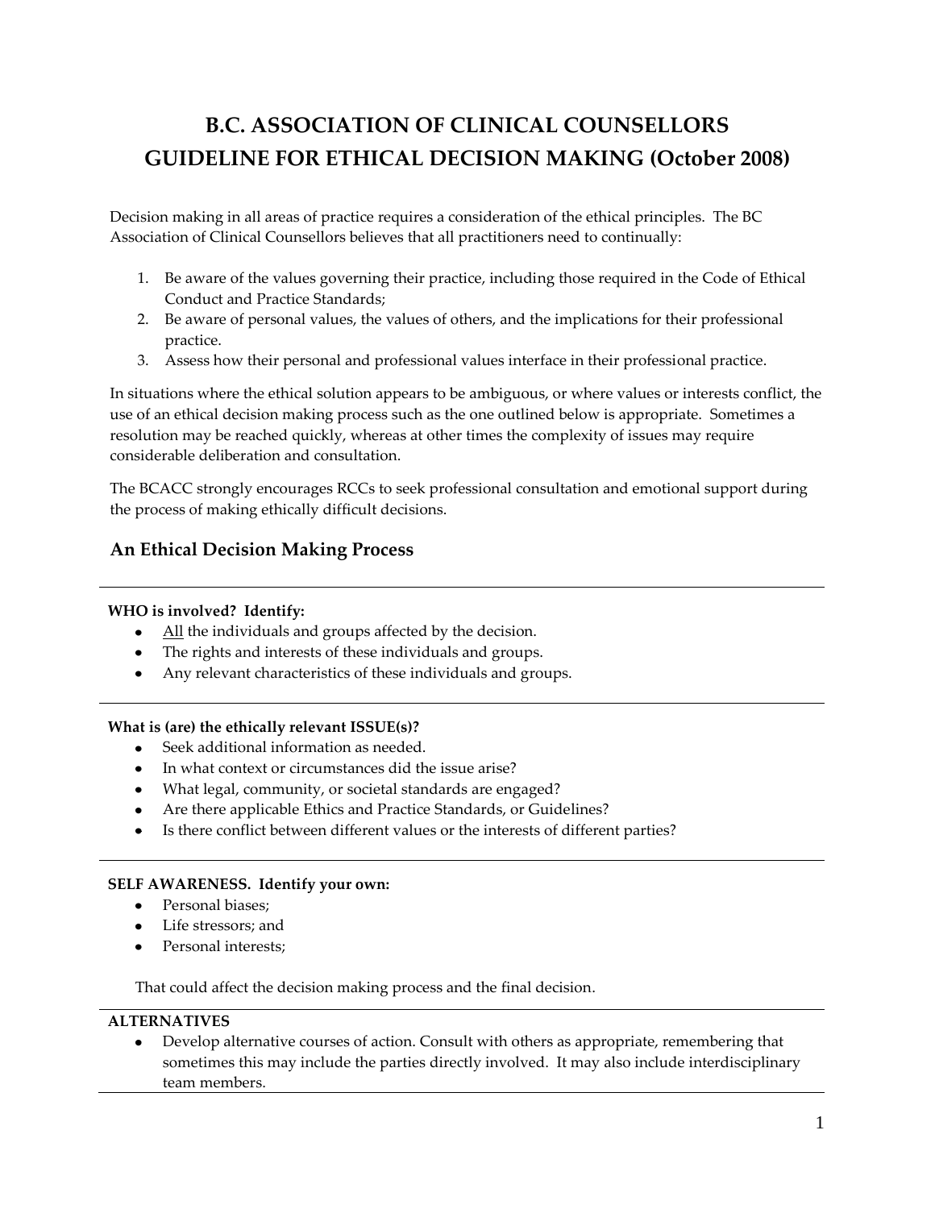# B.C. ASSOCIATION OF CLINICAL COUNSELLORS GUIDELINE FOR ETHICAL DECISION MAKING (October 2008)

Decision making in all areas of practice requires a consideration of the ethical principles. The BC Association of Clinical Counsellors believes that all practitioners need to continually:

1. Be aware of the values governing their practice, including those required in the Code of Ethical Conduct and Practice Standards;
2. Be aware of personal values, the values of others, and the implications for their professional practice.
3. Assess how their personal and professional values interface in their professional practice.

In situations where the ethical solution appears to be ambiguous, or where values or interests conflict, the use of an ethical decision making process such as the one outlined below is appropriate. Sometimes a resolution may be reached quickly, whereas at other times the complexity of issues may require considerable deliberation and consultation.

The BCACC strongly encourages RCCs to seek professional consultation and emotional support during the process of making ethically difficult decisions.

## An Ethical Decision Making Process

---

**WHO is involved? Identify:**

- All the individuals and groups affected by the decision.
- The rights and interests of these individuals and groups.
- Any relevant characteristics of these individuals and groups.

---

**What is (are) the ethically relevant ISSUE(s)?**

- Seek additional information as needed.
- In what context or circumstances did the issue arise?
- What legal, community, or societal standards are engaged?
- Are there applicable Ethics and Practice Standards, or Guidelines?
- Is there conflict between different values or the interests of different parties?

---

**SELF AWARENESS. Identify your own:**

- Personal biases;
- Life stressors; and
- Personal interests;

That could affect the decision making process and the final decision.

---

**ALTERNATIVES**

- Develop alternative courses of action. Consult with others as appropriate, remembering that sometimes this may include the parties directly involved. It may also include interdisciplinary team members.

---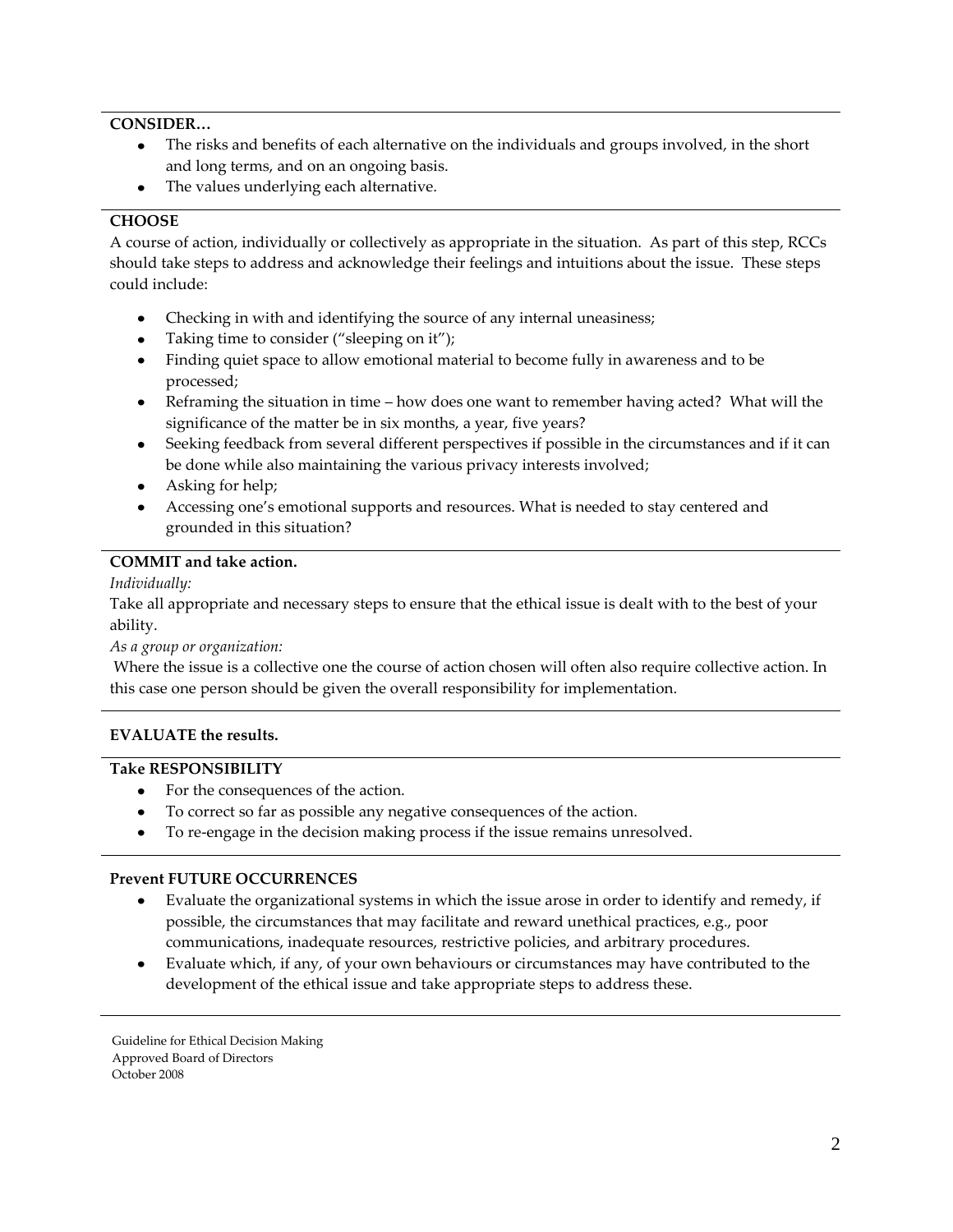**CONSIDER…**

- The risks and benefits of each alternative on the individuals and groups involved, in the short and long terms, and on an ongoing basis.
- The values underlying each alternative.

**CHOOSE**

A course of action, individually or collectively as appropriate in the situation. As part of this step, RCCs should take steps to address and acknowledge their feelings and intuitions about the issue. These steps could include:

- Checking in with and identifying the source of any internal uneasiness;
- Taking time to consider ("sleeping on it");
- Finding quiet space to allow emotional material to become fully in awareness and to be processed;
- Reframing the situation in time – how does one want to remember having acted? What will the significance of the matter be in six months, a year, five years?
- Seeking feedback from several different perspectives if possible in the circumstances and if it can be done while also maintaining the various privacy interests involved;
- Asking for help;
- Accessing one's emotional supports and resources. What is needed to stay centered and grounded in this situation?

**COMMIT and take action.**

*Individually:*

Take all appropriate and necessary steps to ensure that the ethical issue is dealt with to the best of your ability.

*As a group or organization:*

Where the issue is a collective one the course of action chosen will often also require collective action. In this case one person should be given the overall responsibility for implementation.

**EVALUATE the results.**

**Take RESPONSIBILITY**

- For the consequences of the action.
- To correct so far as possible any negative consequences of the action.
- To re-engage in the decision making process if the issue remains unresolved.

**Prevent FUTURE OCCURRENCES**

- Evaluate the organizational systems in which the issue arose in order to identify and remedy, if possible, the circumstances that may facilitate and reward unethical practices, e.g., poor communications, inadequate resources, restrictive policies, and arbitrary procedures.
- Evaluate which, if any, of your own behaviours or circumstances may have contributed to the development of the ethical issue and take appropriate steps to address these.

Guideline for Ethical Decision Making
Approved Board of Directors
October 2008